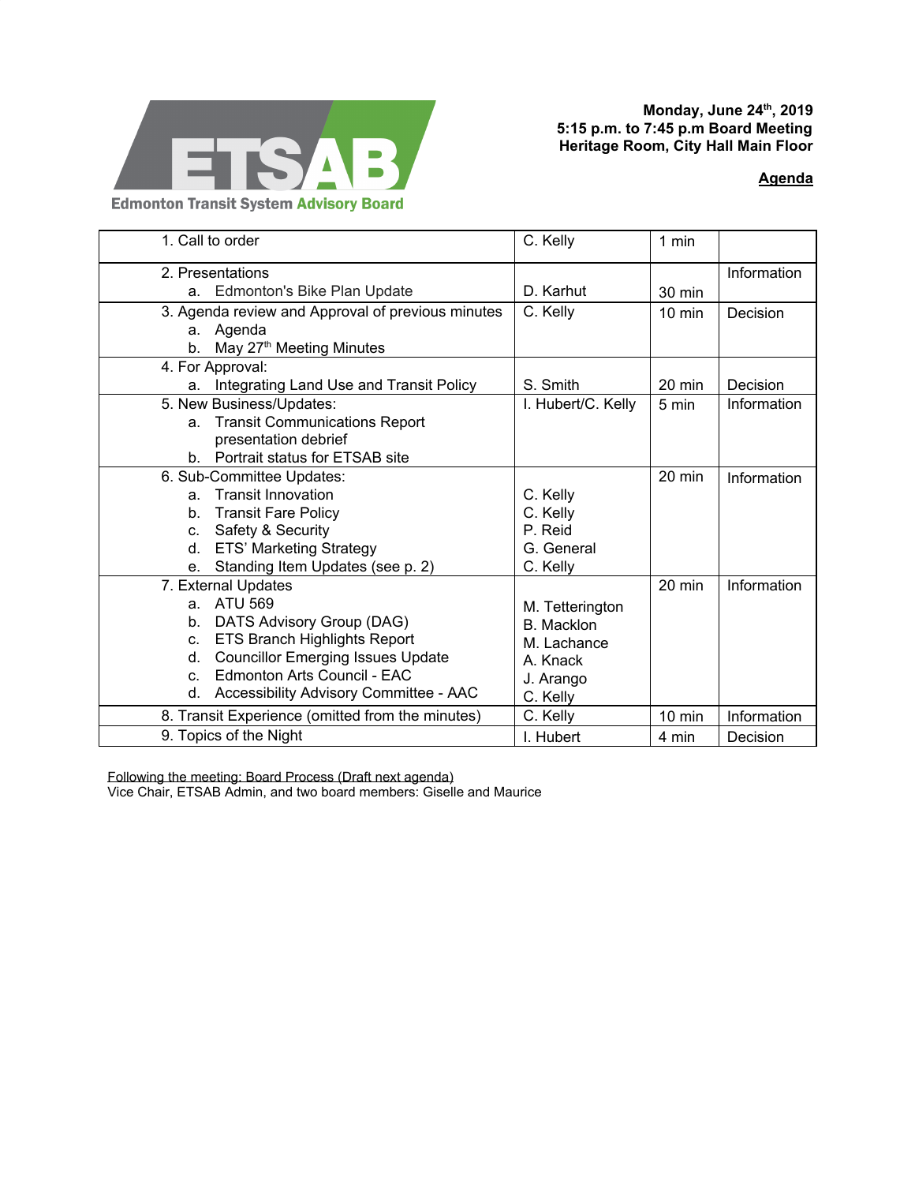**Edmonton Transit System Advisory Board**

**Monday, June 24th, 2019**
**5:15 p.m. to 7:45 p.m Board Meeting**
**Heritage Room, City Hall Main Floor**

**Agenda**

| Item | Presenter | Time | Type |
|---|---|---|---|
| 1. Call to order | C. Kelly | 1 min | |
| 2. Presentations<br>a. Edmonton's Bike Plan Update | D. Karhut | 30 min | Information |
| 3. Agenda review and Approval of previous minutes<br>a. Agenda<br>b. May 27th Meeting Minutes | C. Kelly | 10 min | Decision |
| 4. For Approval:<br>a. Integrating Land Use and Transit Policy | S. Smith | 20 min | Decision |
| 5. New Business/Updates:<br>a. Transit Communications Report presentation debrief<br>b. Portrait status for ETSAB site | I. Hubert/C. Kelly | 5 min | Information |
| 6. Sub-Committee Updates:<br>a. Transit Innovation<br>b. Transit Fare Policy<br>c. Safety & Security<br>d. ETS' Marketing Strategy<br>e. Standing Item Updates (see p. 2) | <br>C. Kelly<br>C. Kelly<br>P. Reid<br>G. General<br>C. Kelly | 20 min | Information |
| 7. External Updates<br>a. ATU 569<br>b. DATS Advisory Group (DAG)<br>c. ETS Branch Highlights Report<br>d. Councillor Emerging Issues Update<br>c. Edmonton Arts Council - EAC<br>d. Accessibility Advisory Committee - AAC | <br>M. Tetterington<br>B. Macklon<br>M. Lachance<br>A. Knack<br>J. Arango<br>C. Kelly | 20 min | Information |
| 8. Transit Experience (omitted from the minutes) | C. Kelly | 10 min | Information |
| 9. Topics of the Night | I. Hubert | 4 min | Decision |

Following the meeting: Board Process (Draft next agenda)
Vice Chair, ETSAB Admin, and two board members: Giselle and Maurice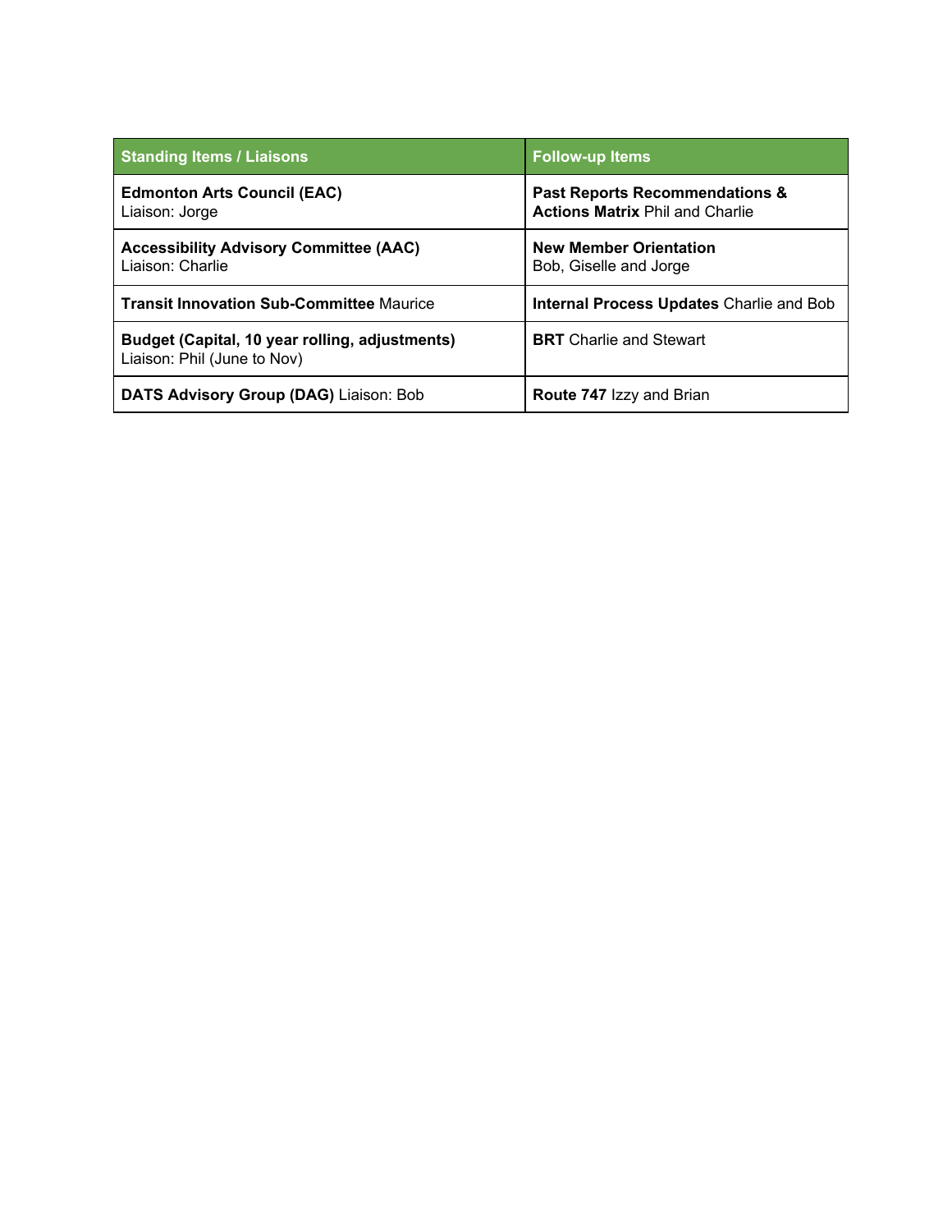| Standing Items / Liaisons | Follow-up Items |
|---|---|
| **Edmonton Arts Council (EAC)** Liaison: Jorge | **Past Reports Recommendations & Actions Matrix** Phil and Charlie |
| **Accessibility Advisory Committee (AAC)** Liaison: Charlie | **New Member Orientation** Bob, Giselle and Jorge |
| **Transit Innovation Sub-Committee** Maurice | **Internal Process Updates** Charlie and Bob |
| **Budget (Capital, 10 year rolling, adjustments)** Liaison: Phil (June to Nov) | **BRT** Charlie and Stewart |
| **DATS Advisory Group (DAG)** Liaison: Bob | **Route 747** Izzy and Brian |